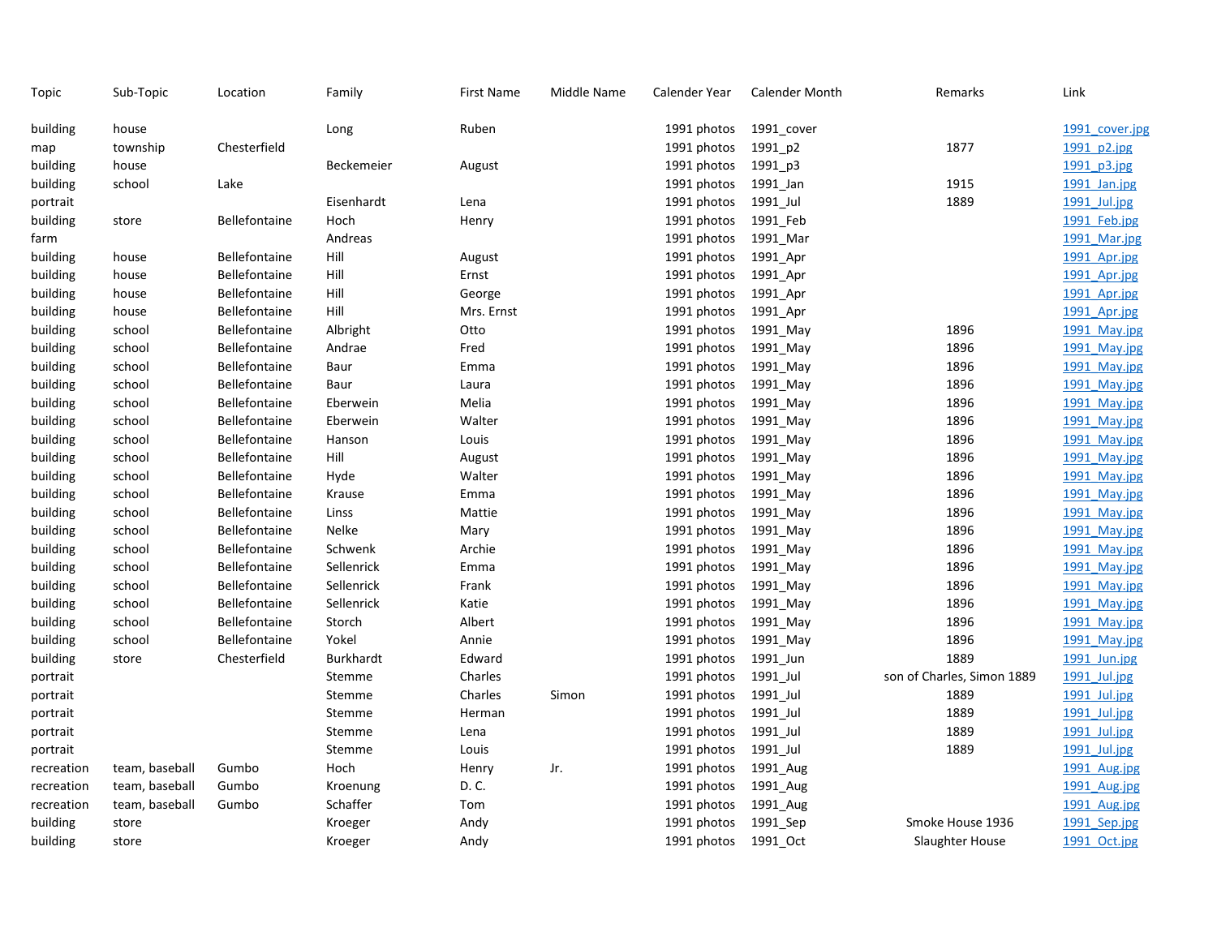| Topic | Sub-Topic | Location | Family | First Name | Middle Name | Calender Year | Calender Month | Remarks | Link |
|---|---|---|---|---|---|---|---|---|---|
| building | house | | Long | Ruben | | 1991 photos | 1991_cover | | 1991_cover.jpg |
| map | township | Chesterfield | | | | 1991 photos | 1991_p2 | 1877 | 1991_p2.jpg |
| building | house | | Beckemeier | August | | 1991 photos | 1991_p3 | | 1991_p3.jpg |
| building | school | Lake | | | | 1991 photos | 1991_Jan | 1915 | 1991_Jan.jpg |
| portrait | | | Eisenhardt | Lena | | 1991 photos | 1991_Jul | 1889 | 1991_Jul.jpg |
| building | store | Bellefontaine | Hoch | Henry | | 1991 photos | 1991_Feb | | 1991_Feb.jpg |
| farm | | | Andreas | | | 1991 photos | 1991_Mar | | 1991_Mar.jpg |
| building | house | Bellefontaine | Hill | August | | 1991 photos | 1991_Apr | | 1991_Apr.jpg |
| building | house | Bellefontaine | Hill | Ernst | | 1991 photos | 1991_Apr | | 1991_Apr.jpg |
| building | house | Bellefontaine | Hill | George | | 1991 photos | 1991_Apr | | 1991_Apr.jpg |
| building | house | Bellefontaine | Hill | Mrs. Ernst | | 1991 photos | 1991_Apr | | 1991_Apr.jpg |
| building | school | Bellefontaine | Albright | Otto | | 1991 photos | 1991_May | 1896 | 1991_May.jpg |
| building | school | Bellefontaine | Andrae | Fred | | 1991 photos | 1991_May | 1896 | 1991_May.jpg |
| building | school | Bellefontaine | Baur | Emma | | 1991 photos | 1991_May | 1896 | 1991_May.jpg |
| building | school | Bellefontaine | Baur | Laura | | 1991 photos | 1991_May | 1896 | 1991_May.jpg |
| building | school | Bellefontaine | Eberwein | Melia | | 1991 photos | 1991_May | 1896 | 1991_May.jpg |
| building | school | Bellefontaine | Eberwein | Walter | | 1991 photos | 1991_May | 1896 | 1991_May.jpg |
| building | school | Bellefontaine | Hanson | Louis | | 1991 photos | 1991_May | 1896 | 1991_May.jpg |
| building | school | Bellefontaine | Hill | August | | 1991 photos | 1991_May | 1896 | 1991_May.jpg |
| building | school | Bellefontaine | Hyde | Walter | | 1991 photos | 1991_May | 1896 | 1991_May.jpg |
| building | school | Bellefontaine | Krause | Emma | | 1991 photos | 1991_May | 1896 | 1991_May.jpg |
| building | school | Bellefontaine | Linss | Mattie | | 1991 photos | 1991_May | 1896 | 1991_May.jpg |
| building | school | Bellefontaine | Nelke | Mary | | 1991 photos | 1991_May | 1896 | 1991_May.jpg |
| building | school | Bellefontaine | Schwenk | Archie | | 1991 photos | 1991_May | 1896 | 1991_May.jpg |
| building | school | Bellefontaine | Sellenrick | Emma | | 1991 photos | 1991_May | 1896 | 1991_May.jpg |
| building | school | Bellefontaine | Sellenrick | Frank | | 1991 photos | 1991_May | 1896 | 1991_May.jpg |
| building | school | Bellefontaine | Sellenrick | Katie | | 1991 photos | 1991_May | 1896 | 1991_May.jpg |
| building | school | Bellefontaine | Storch | Albert | | 1991 photos | 1991_May | 1896 | 1991_May.jpg |
| building | school | Bellefontaine | Yokel | Annie | | 1991 photos | 1991_May | 1896 | 1991_May.jpg |
| building | store | Chesterfield | Burkhardt | Edward | | 1991 photos | 1991_Jun | 1889 | 1991_Jun.jpg |
| portrait | | | Stemme | Charles | | 1991 photos | 1991_Jul | son of Charles, Simon 1889 | 1991_Jul.jpg |
| portrait | | | Stemme | Charles | Simon | 1991 photos | 1991_Jul | 1889 | 1991_Jul.jpg |
| portrait | | | Stemme | Herman | | 1991 photos | 1991_Jul | 1889 | 1991_Jul.jpg |
| portrait | | | Stemme | Lena | | 1991 photos | 1991_Jul | 1889 | 1991_Jul.jpg |
| portrait | | | Stemme | Louis | | 1991 photos | 1991_Jul | 1889 | 1991_Jul.jpg |
| recreation | team, baseball | Gumbo | Hoch | Henry | Jr. | 1991 photos | 1991_Aug | | 1991_Aug.jpg |
| recreation | team, baseball | Gumbo | Kroenung | D. C. | | 1991 photos | 1991_Aug | | 1991_Aug.jpg |
| recreation | team, baseball | Gumbo | Schaffer | Tom | | 1991 photos | 1991_Aug | | 1991_Aug.jpg |
| building | store | | Kroeger | Andy | | 1991 photos | 1991_Sep | Smoke House 1936 | 1991_Sep.jpg |
| building | store | | Kroeger | Andy | | 1991 photos | 1991_Oct | Slaughter House | 1991_Oct.jpg |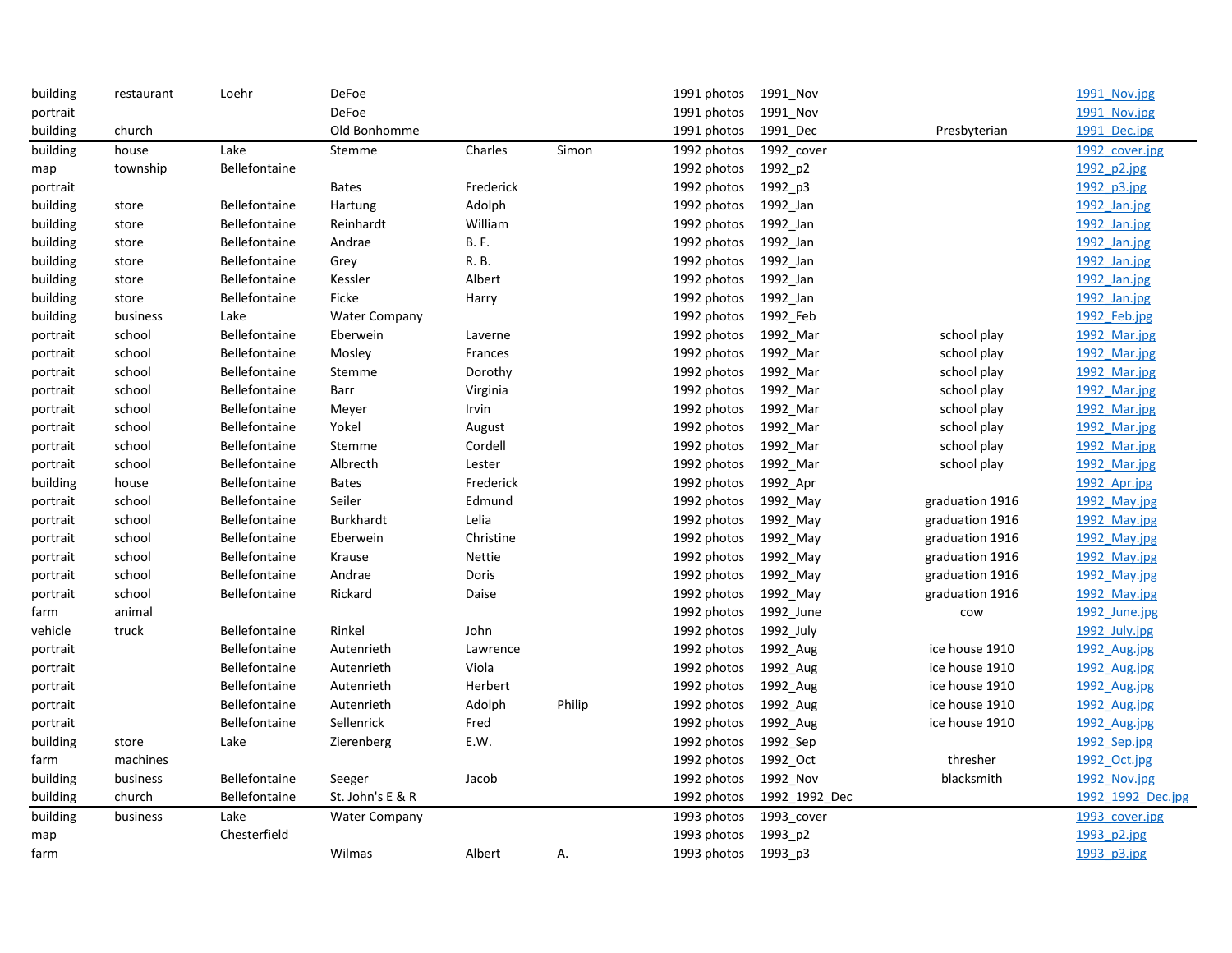| | | | | | | | | | |
|---|---|---|---|---|---|---|---|---|---|
| building | restaurant | Loehr | DeFoe | | | 1991 photos | 1991_Nov | | 1991_Nov.jpg |
| portrait | | | DeFoe | | | 1991 photos | 1991_Nov | | 1991_Nov.jpg |
| building | church | | Old Bonhomme | | | 1991 photos | 1991_Dec | Presbyterian | 1991_Dec.jpg |
| building | house | Lake | Stemme | Charles | Simon | 1992 photos | 1992_cover | | 1992_cover.jpg |
| map | township | Bellefontaine | | | | 1992 photos | 1992_p2 | | 1992_p2.jpg |
| portrait | | | Bates | Frederick | | 1992 photos | 1992_p3 | | 1992_p3.jpg |
| building | store | Bellefontaine | Hartung | Adolph | | 1992 photos | 1992_Jan | | 1992_Jan.jpg |
| building | store | Bellefontaine | Reinhardt | William | | 1992 photos | 1992_Jan | | 1992_Jan.jpg |
| building | store | Bellefontaine | Andrae | B. F. | | 1992 photos | 1992_Jan | | 1992_Jan.jpg |
| building | store | Bellefontaine | Grey | R. B. | | 1992 photos | 1992_Jan | | 1992_Jan.jpg |
| building | store | Bellefontaine | Kessler | Albert | | 1992 photos | 1992_Jan | | 1992_Jan.jpg |
| building | store | Bellefontaine | Ficke | Harry | | 1992 photos | 1992_Jan | | 1992_Jan.jpg |
| building | business | Lake | Water Company | | | 1992 photos | 1992_Feb | | 1992_Feb.jpg |
| portrait | school | Bellefontaine | Eberwein | Laverne | | 1992 photos | 1992_Mar | school play | 1992_Mar.jpg |
| portrait | school | Bellefontaine | Mosley | Frances | | 1992 photos | 1992_Mar | school play | 1992_Mar.jpg |
| portrait | school | Bellefontaine | Stemme | Dorothy | | 1992 photos | 1992_Mar | school play | 1992_Mar.jpg |
| portrait | school | Bellefontaine | Barr | Virginia | | 1992 photos | 1992_Mar | school play | 1992_Mar.jpg |
| portrait | school | Bellefontaine | Meyer | Irvin | | 1992 photos | 1992_Mar | school play | 1992_Mar.jpg |
| portrait | school | Bellefontaine | Yokel | August | | 1992 photos | 1992_Mar | school play | 1992_Mar.jpg |
| portrait | school | Bellefontaine | Stemme | Cordell | | 1992 photos | 1992_Mar | school play | 1992_Mar.jpg |
| portrait | school | Bellefontaine | Albrecth | Lester | | 1992 photos | 1992_Mar | school play | 1992_Mar.jpg |
| building | house | Bellefontaine | Bates | Frederick | | 1992 photos | 1992_Apr | | 1992_Apr.jpg |
| portrait | school | Bellefontaine | Seiler | Edmund | | 1992 photos | 1992_May | graduation 1916 | 1992_May.jpg |
| portrait | school | Bellefontaine | Burkhardt | Lelia | | 1992 photos | 1992_May | graduation 1916 | 1992_May.jpg |
| portrait | school | Bellefontaine | Eberwein | Christine | | 1992 photos | 1992_May | graduation 1916 | 1992_May.jpg |
| portrait | school | Bellefontaine | Krause | Nettie | | 1992 photos | 1992_May | graduation 1916 | 1992_May.jpg |
| portrait | school | Bellefontaine | Andrae | Doris | | 1992 photos | 1992_May | graduation 1916 | 1992_May.jpg |
| portrait | school | Bellefontaine | Rickard | Daise | | 1992 photos | 1992_May | graduation 1916 | 1992_May.jpg |
| farm | animal | | | | | 1992 photos | 1992_June | cow | 1992_June.jpg |
| vehicle | truck | Bellefontaine | Rinkel | John | | 1992 photos | 1992_July | | 1992_July.jpg |
| portrait | | Bellefontaine | Autenrieth | Lawrence | | 1992 photos | 1992_Aug | ice house 1910 | 1992_Aug.jpg |
| portrait | | Bellefontaine | Autenrieth | Viola | | 1992 photos | 1992_Aug | ice house 1910 | 1992_Aug.jpg |
| portrait | | Bellefontaine | Autenrieth | Herbert | | 1992 photos | 1992_Aug | ice house 1910 | 1992_Aug.jpg |
| portrait | | Bellefontaine | Autenrieth | Adolph | Philip | 1992 photos | 1992_Aug | ice house 1910 | 1992_Aug.jpg |
| portrait | | Bellefontaine | Sellenrick | Fred | | 1992 photos | 1992_Aug | ice house 1910 | 1992_Aug.jpg |
| building | store | Lake | Zierenberg | E.W. | | 1992 photos | 1992_Sep | | 1992_Sep.jpg |
| farm | machines | | | | | 1992 photos | 1992_Oct | thresher | 1992_Oct.jpg |
| building | business | Bellefontaine | Seeger | Jacob | | 1992 photos | 1992_Nov | blacksmith | 1992_Nov.jpg |
| building | church | Bellefontaine | St. John's E & R | | | 1992 photos | 1992_1992_Dec | | 1992_1992_Dec.jpg |
| building | business | Lake | Water Company | | | 1993 photos | 1993_cover | | 1993_cover.jpg |
| map | | Chesterfield | | | | 1993 photos | 1993_p2 | | 1993_p2.jpg |
| farm | | | Wilmas | Albert | A. | 1993 photos | 1993_p3 | | 1993_p3.jpg |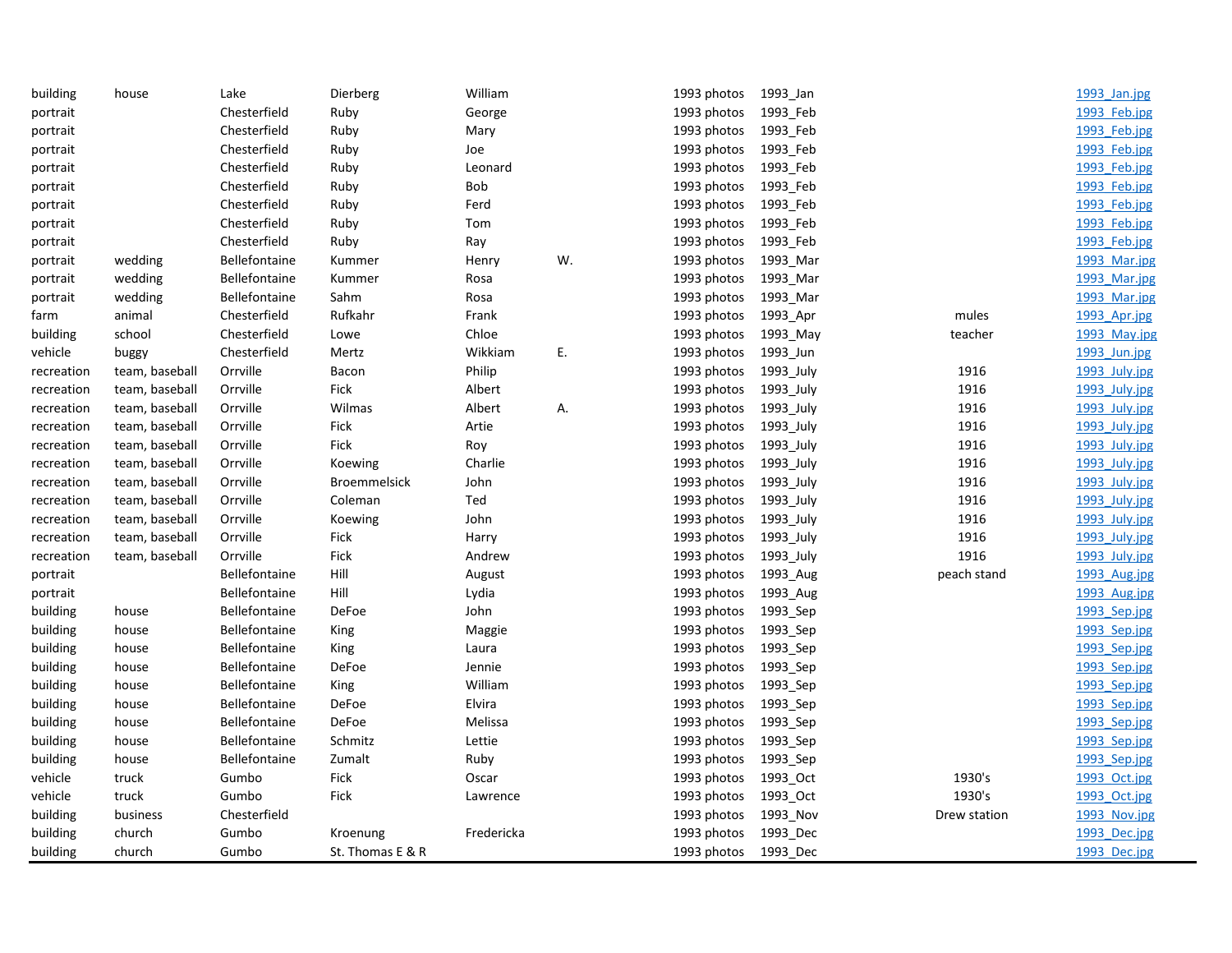| | | | | | | | | | |
|---|---|---|---|---|---|---|---|---|---|
| building | house | Lake | Dierberg | William | | 1993 photos | 1993_Jan | | 1993_Jan.jpg |
| portrait | | Chesterfield | Ruby | George | | 1993 photos | 1993_Feb | | 1993_Feb.jpg |
| portrait | | Chesterfield | Ruby | Mary | | 1993 photos | 1993_Feb | | 1993_Feb.jpg |
| portrait | | Chesterfield | Ruby | Joe | | 1993 photos | 1993_Feb | | 1993_Feb.jpg |
| portrait | | Chesterfield | Ruby | Leonard | | 1993 photos | 1993_Feb | | 1993_Feb.jpg |
| portrait | | Chesterfield | Ruby | Bob | | 1993 photos | 1993_Feb | | 1993_Feb.jpg |
| portrait | | Chesterfield | Ruby | Ferd | | 1993 photos | 1993_Feb | | 1993_Feb.jpg |
| portrait | | Chesterfield | Ruby | Tom | | 1993 photos | 1993_Feb | | 1993_Feb.jpg |
| portrait | | Chesterfield | Ruby | Ray | | 1993 photos | 1993_Feb | | 1993_Feb.jpg |
| portrait | wedding | Bellefontaine | Kummer | Henry | W. | 1993 photos | 1993_Mar | | 1993_Mar.jpg |
| portrait | wedding | Bellefontaine | Kummer | Rosa | | 1993 photos | 1993_Mar | | 1993_Mar.jpg |
| portrait | wedding | Bellefontaine | Sahm | Rosa | | 1993 photos | 1993_Mar | | 1993_Mar.jpg |
| farm | animal | Chesterfield | Rufkahr | Frank | | 1993 photos | 1993_Apr | mules | 1993_Apr.jpg |
| building | school | Chesterfield | Lowe | Chloe | | 1993 photos | 1993_May | teacher | 1993_May.jpg |
| vehicle | buggy | Chesterfield | Mertz | Wikkiam | E. | 1993 photos | 1993_Jun | | 1993_Jun.jpg |
| recreation | team, baseball | Orrville | Bacon | Philip | | 1993 photos | 1993_July | 1916 | 1993_July.jpg |
| recreation | team, baseball | Orrville | Fick | Albert | | 1993 photos | 1993_July | 1916 | 1993_July.jpg |
| recreation | team, baseball | Orrville | Wilmas | Albert | A. | 1993 photos | 1993_July | 1916 | 1993_July.jpg |
| recreation | team, baseball | Orrville | Fick | Artie | | 1993 photos | 1993_July | 1916 | 1993_July.jpg |
| recreation | team, baseball | Orrville | Fick | Roy | | 1993 photos | 1993_July | 1916 | 1993_July.jpg |
| recreation | team, baseball | Orrville | Koewing | Charlie | | 1993 photos | 1993_July | 1916 | 1993_July.jpg |
| recreation | team, baseball | Orrville | Broemmelsick | John | | 1993 photos | 1993_July | 1916 | 1993_July.jpg |
| recreation | team, baseball | Orrville | Coleman | Ted | | 1993 photos | 1993_July | 1916 | 1993_July.jpg |
| recreation | team, baseball | Orrville | Koewing | John | | 1993 photos | 1993_July | 1916 | 1993_July.jpg |
| recreation | team, baseball | Orrville | Fick | Harry | | 1993 photos | 1993_July | 1916 | 1993_July.jpg |
| recreation | team, baseball | Orrville | Fick | Andrew | | 1993 photos | 1993_July | 1916 | 1993_July.jpg |
| portrait | | Bellefontaine | Hill | August | | 1993 photos | 1993_Aug | peach stand | 1993_Aug.jpg |
| portrait | | Bellefontaine | Hill | Lydia | | 1993 photos | 1993_Aug | | 1993_Aug.jpg |
| building | house | Bellefontaine | DeFoe | John | | 1993 photos | 1993_Sep | | 1993_Sep.jpg |
| building | house | Bellefontaine | King | Maggie | | 1993 photos | 1993_Sep | | 1993_Sep.jpg |
| building | house | Bellefontaine | King | Laura | | 1993 photos | 1993_Sep | | 1993_Sep.jpg |
| building | house | Bellefontaine | DeFoe | Jennie | | 1993 photos | 1993_Sep | | 1993_Sep.jpg |
| building | house | Bellefontaine | King | William | | 1993 photos | 1993_Sep | | 1993_Sep.jpg |
| building | house | Bellefontaine | DeFoe | Elvira | | 1993 photos | 1993_Sep | | 1993_Sep.jpg |
| building | house | Bellefontaine | DeFoe | Melissa | | 1993 photos | 1993_Sep | | 1993_Sep.jpg |
| building | house | Bellefontaine | Schmitz | Lettie | | 1993 photos | 1993_Sep | | 1993_Sep.jpg |
| building | house | Bellefontaine | Zumalt | Ruby | | 1993 photos | 1993_Sep | | 1993_Sep.jpg |
| vehicle | truck | Gumbo | Fick | Oscar | | 1993 photos | 1993_Oct | 1930's | 1993_Oct.jpg |
| vehicle | truck | Gumbo | Fick | Lawrence | | 1993 photos | 1993_Oct | 1930's | 1993_Oct.jpg |
| building | business | Chesterfield | | | | 1993 photos | 1993_Nov | Drew station | 1993_Nov.jpg |
| building | church | Gumbo | Kroenung | Fredericka | | 1993 photos | 1993_Dec | | 1993_Dec.jpg |
| building | church | Gumbo | St. Thomas E & R | | | 1993 photos | 1993_Dec | | 1993_Dec.jpg |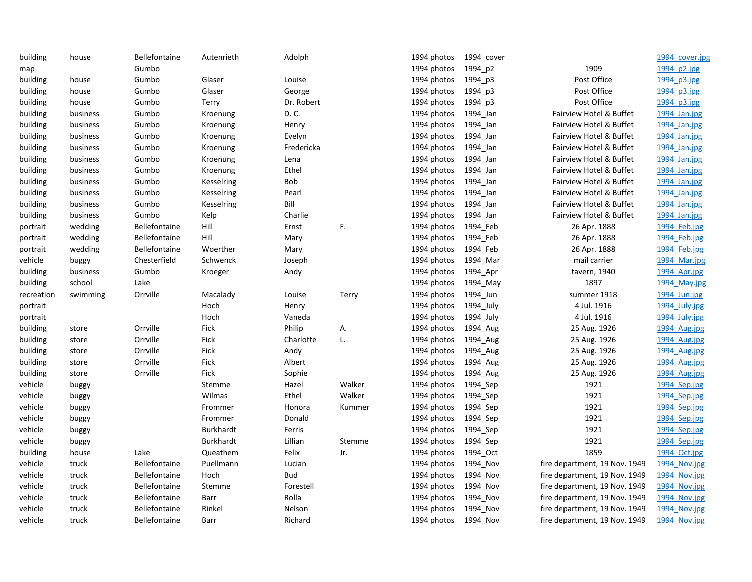| | | | | | | | | | |
|---|---|---|---|---|---|---|---|---|---|
| building | house | Bellefontaine | Autenrieth | Adolph | | 1994 photos | 1994_cover | | 1994_cover.jpg |
| map | | Gumbo | | | | 1994 photos | 1994_p2 | 1909 | 1994_p2.jpg |
| building | house | Gumbo | Glaser | Louise | | 1994 photos | 1994_p3 | Post Office | 1994_p3.jpg |
| building | house | Gumbo | Glaser | George | | 1994 photos | 1994_p3 | Post Office | 1994_p3.jpg |
| building | house | Gumbo | Terry | Dr. Robert | | 1994 photos | 1994_p3 | Post Office | 1994_p3.jpg |
| building | business | Gumbo | Kroenung | D. C. | | 1994 photos | 1994_Jan | Fairview Hotel & Buffet | 1994_Jan.jpg |
| building | business | Gumbo | Kroenung | Henry | | 1994 photos | 1994_Jan | Fairview Hotel & Buffet | 1994_Jan.jpg |
| building | business | Gumbo | Kroenung | Evelyn | | 1994 photos | 1994_Jan | Fairview Hotel & Buffet | 1994_Jan.jpg |
| building | business | Gumbo | Kroenung | Fredericka | | 1994 photos | 1994_Jan | Fairview Hotel & Buffet | 1994_Jan.jpg |
| building | business | Gumbo | Kroenung | Lena | | 1994 photos | 1994_Jan | Fairview Hotel & Buffet | 1994_Jan.jpg |
| building | business | Gumbo | Kroenung | Ethel | | 1994 photos | 1994_Jan | Fairview Hotel & Buffet | 1994_Jan.jpg |
| building | business | Gumbo | Kesselring | Bob | | 1994 photos | 1994_Jan | Fairview Hotel & Buffet | 1994_Jan.jpg |
| building | business | Gumbo | Kesselring | Pearl | | 1994 photos | 1994_Jan | Fairview Hotel & Buffet | 1994_Jan.jpg |
| building | business | Gumbo | Kesselring | Bill | | 1994 photos | 1994_Jan | Fairview Hotel & Buffet | 1994_Jan.jpg |
| building | business | Gumbo | Kelp | Charlie | | 1994 photos | 1994_Jan | Fairview Hotel & Buffet | 1994_Jan.jpg |
| portrait | wedding | Bellefontaine | Hill | Ernst | F. | 1994 photos | 1994_Feb | 26 Apr. 1888 | 1994_Feb.jpg |
| portrait | wedding | Bellefontaine | Hill | Mary | | 1994 photos | 1994_Feb | 26 Apr. 1888 | 1994_Feb.jpg |
| portrait | wedding | Bellefontaine | Woerther | Mary | | 1994 photos | 1994_Feb | 26 Apr. 1888 | 1994_Feb.jpg |
| vehicle | buggy | Chesterfield | Schwenck | Joseph | | 1994 photos | 1994_Mar | mail carrier | 1994_Mar.jpg |
| building | business | Gumbo | Kroeger | Andy | | 1994 photos | 1994_Apr | tavern, 1940 | 1994_Apr.jpg |
| building | school | Lake | | | | 1994 photos | 1994_May | 1897 | 1994_May.jpg |
| recreation | swimming | Orrville | Macalady | Louise | Terry | 1994 photos | 1994_Jun | summer 1918 | 1994_Jun.jpg |
| portrait | | | Hoch | Henry | | 1994 photos | 1994_July | 4 Jul. 1916 | 1994_July.jpg |
| portrait | | | Hoch | Vaneda | | 1994 photos | 1994_July | 4 Jul. 1916 | 1994_July.jpg |
| building | store | Orrville | Fick | Philip | A. | 1994 photos | 1994_Aug | 25 Aug. 1926 | 1994_Aug.jpg |
| building | store | Orrville | Fick | Charlotte | L. | 1994 photos | 1994_Aug | 25 Aug. 1926 | 1994_Aug.jpg |
| building | store | Orrville | Fick | Andy | | 1994 photos | 1994_Aug | 25 Aug. 1926 | 1994_Aug.jpg |
| building | store | Orrville | Fick | Albert | | 1994 photos | 1994_Aug | 25 Aug. 1926 | 1994_Aug.jpg |
| building | store | Orrville | Fick | Sophie | | 1994 photos | 1994_Aug | 25 Aug. 1926 | 1994_Aug.jpg |
| vehicle | buggy | | Stemme | Hazel | Walker | 1994 photos | 1994_Sep | 1921 | 1994_Sep.jpg |
| vehicle | buggy | | Wilmas | Ethel | Walker | 1994 photos | 1994_Sep | 1921 | 1994_Sep.jpg |
| vehicle | buggy | | Frommer | Honora | Kummer | 1994 photos | 1994_Sep | 1921 | 1994_Sep.jpg |
| vehicle | buggy | | Frommer | Donald | | 1994 photos | 1994_Sep | 1921 | 1994_Sep.jpg |
| vehicle | buggy | | Burkhardt | Ferris | | 1994 photos | 1994_Sep | 1921 | 1994_Sep.jpg |
| vehicle | buggy | | Burkhardt | Lillian | Stemme | 1994 photos | 1994_Sep | 1921 | 1994_Sep.jpg |
| building | house | Lake | Queathem | Felix | Jr. | 1994 photos | 1994_Oct | 1859 | 1994_Oct.jpg |
| vehicle | truck | Bellefontaine | Puellmann | Lucian | | 1994 photos | 1994_Nov | fire department, 19 Nov. 1949 | 1994_Nov.jpg |
| vehicle | truck | Bellefontaine | Hoch | Bud | | 1994 photos | 1994_Nov | fire department, 19 Nov. 1949 | 1994_Nov.jpg |
| vehicle | truck | Bellefontaine | Stemme | Forestell | | 1994 photos | 1994_Nov | fire department, 19 Nov. 1949 | 1994_Nov.jpg |
| vehicle | truck | Bellefontaine | Barr | Rolla | | 1994 photos | 1994_Nov | fire department, 19 Nov. 1949 | 1994_Nov.jpg |
| vehicle | truck | Bellefontaine | Rinkel | Nelson | | 1994 photos | 1994_Nov | fire department, 19 Nov. 1949 | 1994_Nov.jpg |
| vehicle | truck | Bellefontaine | Barr | Richard | | 1994 photos | 1994_Nov | fire department, 19 Nov. 1949 | 1994_Nov.jpg |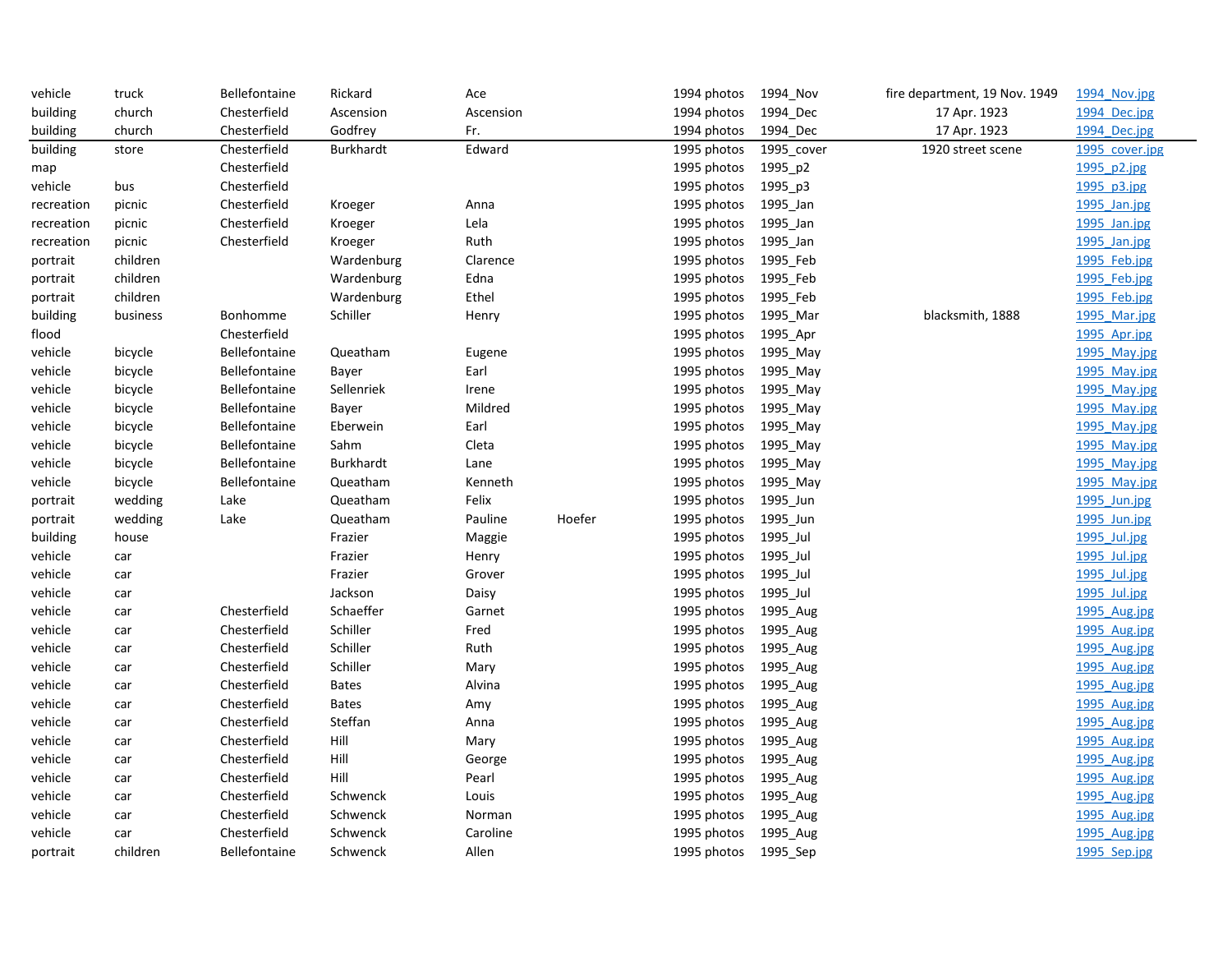| | | | | | | | | | |
|---|---|---|---|---|---|---|---|---|---|
| vehicle | truck | Bellefontaine | Rickard | Ace | | 1994 photos | 1994_Nov | fire department, 19 Nov. 1949 | 1994_Nov.jpg |
| building | church | Chesterfield | Ascension | Ascension | | 1994 photos | 1994_Dec | 17 Apr. 1923 | 1994_Dec.jpg |
| building | church | Chesterfield | Godfrey | Fr. | | 1994 photos | 1994_Dec | 17 Apr. 1923 | 1994_Dec.jpg |
| building | store | Chesterfield | Burkhardt | Edward | | 1995 photos | 1995_cover | 1920 street scene | 1995_cover.jpg |
| map | | Chesterfield | | | | 1995 photos | 1995_p2 | | 1995_p2.jpg |
| vehicle | bus | Chesterfield | | | | 1995 photos | 1995_p3 | | 1995_p3.jpg |
| recreation | picnic | Chesterfield | Kroeger | Anna | | 1995 photos | 1995_Jan | | 1995_Jan.jpg |
| recreation | picnic | Chesterfield | Kroeger | Lela | | 1995 photos | 1995_Jan | | 1995_Jan.jpg |
| recreation | picnic | Chesterfield | Kroeger | Ruth | | 1995 photos | 1995_Jan | | 1995_Jan.jpg |
| portrait | children | | Wardenburg | Clarence | | 1995 photos | 1995_Feb | | 1995_Feb.jpg |
| portrait | children | | Wardenburg | Edna | | 1995 photos | 1995_Feb | | 1995_Feb.jpg |
| portrait | children | | Wardenburg | Ethel | | 1995 photos | 1995_Feb | | 1995_Feb.jpg |
| building | business | Bonhomme | Schiller | Henry | | 1995 photos | 1995_Mar | blacksmith, 1888 | 1995_Mar.jpg |
| flood | | Chesterfield | | | | 1995 photos | 1995_Apr | | 1995_Apr.jpg |
| vehicle | bicycle | Bellefontaine | Queatham | Eugene | | 1995 photos | 1995_May | | 1995_May.jpg |
| vehicle | bicycle | Bellefontaine | Bayer | Earl | | 1995 photos | 1995_May | | 1995_May.jpg |
| vehicle | bicycle | Bellefontaine | Sellenriek | Irene | | 1995 photos | 1995_May | | 1995_May.jpg |
| vehicle | bicycle | Bellefontaine | Bayer | Mildred | | 1995 photos | 1995_May | | 1995_May.jpg |
| vehicle | bicycle | Bellefontaine | Eberwein | Earl | | 1995 photos | 1995_May | | 1995_May.jpg |
| vehicle | bicycle | Bellefontaine | Sahm | Cleta | | 1995 photos | 1995_May | | 1995_May.jpg |
| vehicle | bicycle | Bellefontaine | Burkhardt | Lane | | 1995 photos | 1995_May | | 1995_May.jpg |
| vehicle | bicycle | Bellefontaine | Queatham | Kenneth | | 1995 photos | 1995_May | | 1995_May.jpg |
| portrait | wedding | Lake | Queatham | Felix | | 1995 photos | 1995_Jun | | 1995_Jun.jpg |
| portrait | wedding | Lake | Queatham | Pauline | Hoefer | 1995 photos | 1995_Jun | | 1995_Jun.jpg |
| building | house | | Frazier | Maggie | | 1995 photos | 1995_Jul | | 1995_Jul.jpg |
| vehicle | car | | Frazier | Henry | | 1995 photos | 1995_Jul | | 1995_Jul.jpg |
| vehicle | car | | Frazier | Grover | | 1995 photos | 1995_Jul | | 1995_Jul.jpg |
| vehicle | car | | Jackson | Daisy | | 1995 photos | 1995_Jul | | 1995_Jul.jpg |
| vehicle | car | Chesterfield | Schaeffer | Garnet | | 1995 photos | 1995_Aug | | 1995_Aug.jpg |
| vehicle | car | Chesterfield | Schiller | Fred | | 1995 photos | 1995_Aug | | 1995_Aug.jpg |
| vehicle | car | Chesterfield | Schiller | Ruth | | 1995 photos | 1995_Aug | | 1995_Aug.jpg |
| vehicle | car | Chesterfield | Schiller | Mary | | 1995 photos | 1995_Aug | | 1995_Aug.jpg |
| vehicle | car | Chesterfield | Bates | Alvina | | 1995 photos | 1995_Aug | | 1995_Aug.jpg |
| vehicle | car | Chesterfield | Bates | Amy | | 1995 photos | 1995_Aug | | 1995_Aug.jpg |
| vehicle | car | Chesterfield | Steffan | Anna | | 1995 photos | 1995_Aug | | 1995_Aug.jpg |
| vehicle | car | Chesterfield | Hill | Mary | | 1995 photos | 1995_Aug | | 1995_Aug.jpg |
| vehicle | car | Chesterfield | Hill | George | | 1995 photos | 1995_Aug | | 1995_Aug.jpg |
| vehicle | car | Chesterfield | Hill | Pearl | | 1995 photos | 1995_Aug | | 1995_Aug.jpg |
| vehicle | car | Chesterfield | Schwenck | Louis | | 1995 photos | 1995_Aug | | 1995_Aug.jpg |
| vehicle | car | Chesterfield | Schwenck | Norman | | 1995 photos | 1995_Aug | | 1995_Aug.jpg |
| vehicle | car | Chesterfield | Schwenck | Caroline | | 1995 photos | 1995_Aug | | 1995_Aug.jpg |
| portrait | children | Bellefontaine | Schwenck | Allen | | 1995 photos | 1995_Sep | | 1995_Sep.jpg |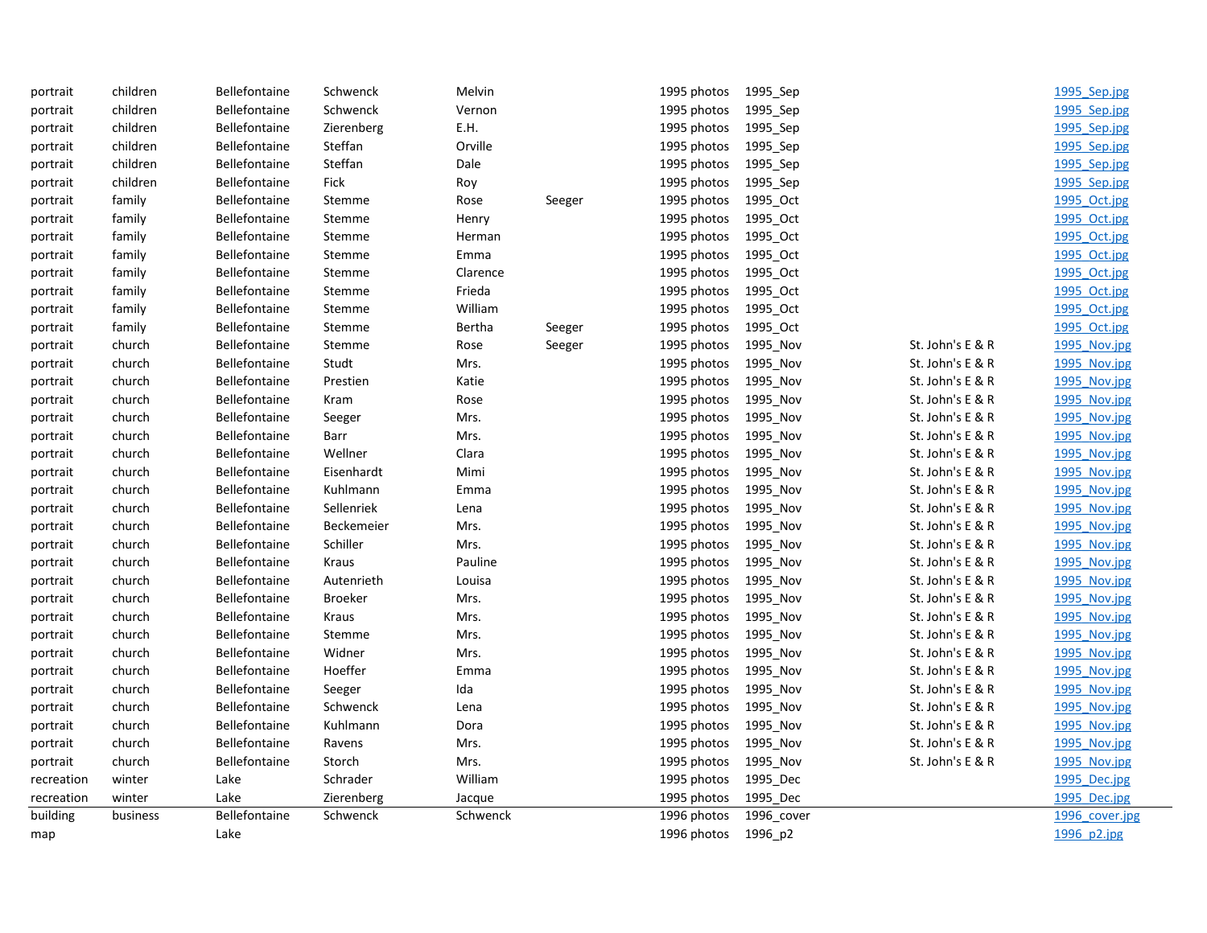| | | | | | | | | | |
|---|---|---|---|---|---|---|---|---|---|
| portrait | children | Bellefontaine | Schwenck | Melvin | | 1995 photos | 1995_Sep | | 1995_Sep.jpg |
| portrait | children | Bellefontaine | Schwenck | Vernon | | 1995 photos | 1995_Sep | | 1995_Sep.jpg |
| portrait | children | Bellefontaine | Zierenberg | E.H. | | 1995 photos | 1995_Sep | | 1995_Sep.jpg |
| portrait | children | Bellefontaine | Steffan | Orville | | 1995 photos | 1995_Sep | | 1995_Sep.jpg |
| portrait | children | Bellefontaine | Steffan | Dale | | 1995 photos | 1995_Sep | | 1995_Sep.jpg |
| portrait | children | Bellefontaine | Fick | Roy | | 1995 photos | 1995_Sep | | 1995_Sep.jpg |
| portrait | family | Bellefontaine | Stemme | Rose | Seeger | 1995 photos | 1995_Oct | | 1995_Oct.jpg |
| portrait | family | Bellefontaine | Stemme | Henry | | 1995 photos | 1995_Oct | | 1995_Oct.jpg |
| portrait | family | Bellefontaine | Stemme | Herman | | 1995 photos | 1995_Oct | | 1995_Oct.jpg |
| portrait | family | Bellefontaine | Stemme | Emma | | 1995 photos | 1995_Oct | | 1995_Oct.jpg |
| portrait | family | Bellefontaine | Stemme | Clarence | | 1995 photos | 1995_Oct | | 1995_Oct.jpg |
| portrait | family | Bellefontaine | Stemme | Frieda | | 1995 photos | 1995_Oct | | 1995_Oct.jpg |
| portrait | family | Bellefontaine | Stemme | William | | 1995 photos | 1995_Oct | | 1995_Oct.jpg |
| portrait | family | Bellefontaine | Stemme | Bertha | Seeger | 1995 photos | 1995_Oct | | 1995_Oct.jpg |
| portrait | church | Bellefontaine | Stemme | Rose | Seeger | 1995 photos | 1995_Nov | St. John's E & R | 1995_Nov.jpg |
| portrait | church | Bellefontaine | Studt | Mrs. | | 1995 photos | 1995_Nov | St. John's E & R | 1995_Nov.jpg |
| portrait | church | Bellefontaine | Prestien | Katie | | 1995 photos | 1995_Nov | St. John's E & R | 1995_Nov.jpg |
| portrait | church | Bellefontaine | Kram | Rose | | 1995 photos | 1995_Nov | St. John's E & R | 1995_Nov.jpg |
| portrait | church | Bellefontaine | Seeger | Mrs. | | 1995 photos | 1995_Nov | St. John's E & R | 1995_Nov.jpg |
| portrait | church | Bellefontaine | Barr | Mrs. | | 1995 photos | 1995_Nov | St. John's E & R | 1995_Nov.jpg |
| portrait | church | Bellefontaine | Wellner | Clara | | 1995 photos | 1995_Nov | St. John's E & R | 1995_Nov.jpg |
| portrait | church | Bellefontaine | Eisenhardt | Mimi | | 1995 photos | 1995_Nov | St. John's E & R | 1995_Nov.jpg |
| portrait | church | Bellefontaine | Kuhlmann | Emma | | 1995 photos | 1995_Nov | St. John's E & R | 1995_Nov.jpg |
| portrait | church | Bellefontaine | Sellenriek | Lena | | 1995 photos | 1995_Nov | St. John's E & R | 1995_Nov.jpg |
| portrait | church | Bellefontaine | Beckemeier | Mrs. | | 1995 photos | 1995_Nov | St. John's E & R | 1995_Nov.jpg |
| portrait | church | Bellefontaine | Schiller | Mrs. | | 1995 photos | 1995_Nov | St. John's E & R | 1995_Nov.jpg |
| portrait | church | Bellefontaine | Kraus | Pauline | | 1995 photos | 1995_Nov | St. John's E & R | 1995_Nov.jpg |
| portrait | church | Bellefontaine | Autenrieth | Louisa | | 1995 photos | 1995_Nov | St. John's E & R | 1995_Nov.jpg |
| portrait | church | Bellefontaine | Broeker | Mrs. | | 1995 photos | 1995_Nov | St. John's E & R | 1995_Nov.jpg |
| portrait | church | Bellefontaine | Kraus | Mrs. | | 1995 photos | 1995_Nov | St. John's E & R | 1995_Nov.jpg |
| portrait | church | Bellefontaine | Stemme | Mrs. | | 1995 photos | 1995_Nov | St. John's E & R | 1995_Nov.jpg |
| portrait | church | Bellefontaine | Widner | Mrs. | | 1995 photos | 1995_Nov | St. John's E & R | 1995_Nov.jpg |
| portrait | church | Bellefontaine | Hoeffer | Emma | | 1995 photos | 1995_Nov | St. John's E & R | 1995_Nov.jpg |
| portrait | church | Bellefontaine | Seeger | Ida | | 1995 photos | 1995_Nov | St. John's E & R | 1995_Nov.jpg |
| portrait | church | Bellefontaine | Schwenck | Lena | | 1995 photos | 1995_Nov | St. John's E & R | 1995_Nov.jpg |
| portrait | church | Bellefontaine | Kuhlmann | Dora | | 1995 photos | 1995_Nov | St. John's E & R | 1995_Nov.jpg |
| portrait | church | Bellefontaine | Ravens | Mrs. | | 1995 photos | 1995_Nov | St. John's E & R | 1995_Nov.jpg |
| portrait | church | Bellefontaine | Storch | Mrs. | | 1995 photos | 1995_Nov | St. John's E & R | 1995_Nov.jpg |
| recreation | winter | Lake | Schrader | William | | 1995 photos | 1995_Dec | | 1995_Dec.jpg |
| recreation | winter | Lake | Zierenberg | Jacque | | 1995 photos | 1995_Dec | | 1995_Dec.jpg |
| building | business | Bellefontaine | Schwenck | Schwenck | | 1996 photos | 1996_cover | | 1996_cover.jpg |
| map | | Lake | | | | 1996 photos | 1996_p2 | | 1996_p2.jpg |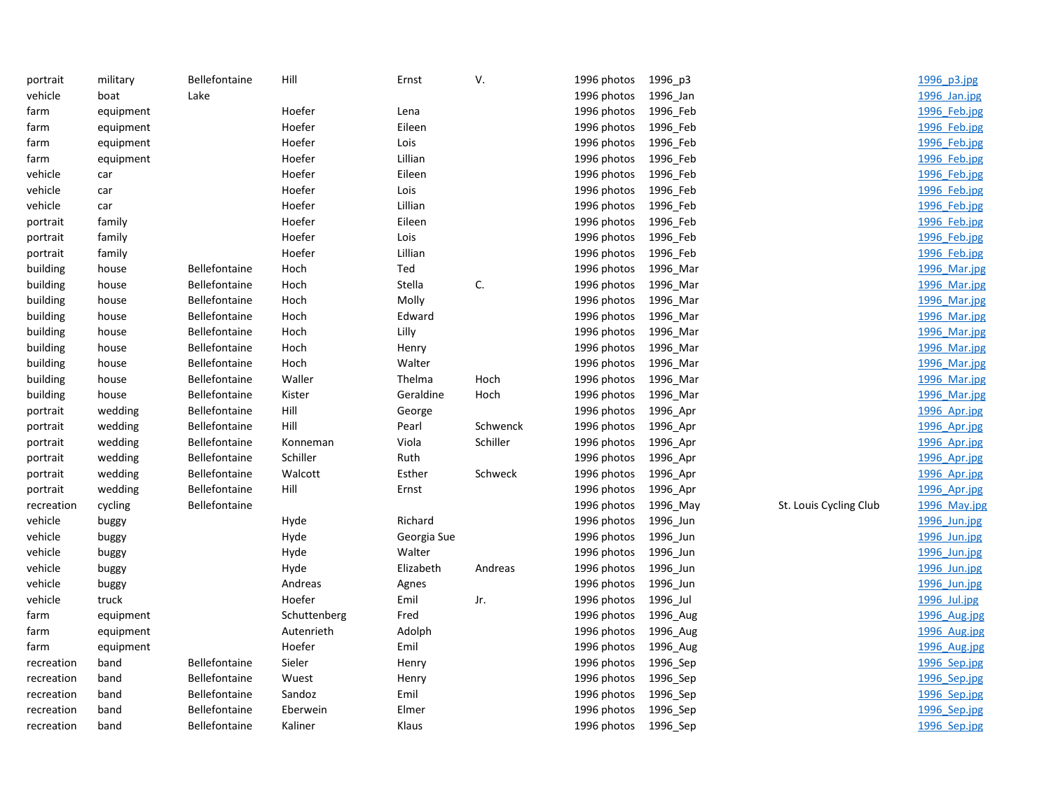| | | | | | | | | | |
|---|---|---|---|---|---|---|---|---|---|
| portrait | military | Bellefontaine | Hill | Ernst | V. | 1996 photos | 1996_p3 | | 1996_p3.jpg |
| vehicle | boat | Lake | | | | 1996 photos | 1996_Jan | | 1996_Jan.jpg |
| farm | equipment | | Hoefer | Lena | | 1996 photos | 1996_Feb | | 1996_Feb.jpg |
| farm | equipment | | Hoefer | Eileen | | 1996 photos | 1996_Feb | | 1996_Feb.jpg |
| farm | equipment | | Hoefer | Lois | | 1996 photos | 1996_Feb | | 1996_Feb.jpg |
| farm | equipment | | Hoefer | Lillian | | 1996 photos | 1996_Feb | | 1996_Feb.jpg |
| vehicle | car | | Hoefer | Eileen | | 1996 photos | 1996_Feb | | 1996_Feb.jpg |
| vehicle | car | | Hoefer | Lois | | 1996 photos | 1996_Feb | | 1996_Feb.jpg |
| vehicle | car | | Hoefer | Lillian | | 1996 photos | 1996_Feb | | 1996_Feb.jpg |
| portrait | family | | Hoefer | Eileen | | 1996 photos | 1996_Feb | | 1996_Feb.jpg |
| portrait | family | | Hoefer | Lois | | 1996 photos | 1996_Feb | | 1996_Feb.jpg |
| portrait | family | | Hoefer | Lillian | | 1996 photos | 1996_Feb | | 1996_Feb.jpg |
| building | house | Bellefontaine | Hoch | Ted | | 1996 photos | 1996_Mar | | 1996_Mar.jpg |
| building | house | Bellefontaine | Hoch | Stella | C. | 1996 photos | 1996_Mar | | 1996_Mar.jpg |
| building | house | Bellefontaine | Hoch | Molly | | 1996 photos | 1996_Mar | | 1996_Mar.jpg |
| building | house | Bellefontaine | Hoch | Edward | | 1996 photos | 1996_Mar | | 1996_Mar.jpg |
| building | house | Bellefontaine | Hoch | Lilly | | 1996 photos | 1996_Mar | | 1996_Mar.jpg |
| building | house | Bellefontaine | Hoch | Henry | | 1996 photos | 1996_Mar | | 1996_Mar.jpg |
| building | house | Bellefontaine | Hoch | Walter | | 1996 photos | 1996_Mar | | 1996_Mar.jpg |
| building | house | Bellefontaine | Waller | Thelma | Hoch | 1996 photos | 1996_Mar | | 1996_Mar.jpg |
| building | house | Bellefontaine | Kister | Geraldine | Hoch | 1996 photos | 1996_Mar | | 1996_Mar.jpg |
| portrait | wedding | Bellefontaine | Hill | George | | 1996 photos | 1996_Apr | | 1996_Apr.jpg |
| portrait | wedding | Bellefontaine | Hill | Pearl | Schwenck | 1996 photos | 1996_Apr | | 1996_Apr.jpg |
| portrait | wedding | Bellefontaine | Konneman | Viola | Schiller | 1996 photos | 1996_Apr | | 1996_Apr.jpg |
| portrait | wedding | Bellefontaine | Schiller | Ruth | | 1996 photos | 1996_Apr | | 1996_Apr.jpg |
| portrait | wedding | Bellefontaine | Walcott | Esther | Schweck | 1996 photos | 1996_Apr | | 1996_Apr.jpg |
| portrait | wedding | Bellefontaine | Hill | Ernst | | 1996 photos | 1996_Apr | | 1996_Apr.jpg |
| recreation | cycling | Bellefontaine | | | | 1996 photos | 1996_May | St. Louis Cycling Club | 1996_May.jpg |
| vehicle | buggy | | Hyde | Richard | | 1996 photos | 1996_Jun | | 1996_Jun.jpg |
| vehicle | buggy | | Hyde | Georgia Sue | | 1996 photos | 1996_Jun | | 1996_Jun.jpg |
| vehicle | buggy | | Hyde | Walter | | 1996 photos | 1996_Jun | | 1996_Jun.jpg |
| vehicle | buggy | | Hyde | Elizabeth | Andreas | 1996 photos | 1996_Jun | | 1996_Jun.jpg |
| vehicle | buggy | | Andreas | Agnes | | 1996 photos | 1996_Jun | | 1996_Jun.jpg |
| vehicle | truck | | Hoefer | Emil | Jr. | 1996 photos | 1996_Jul | | 1996_Jul.jpg |
| farm | equipment | | Schuttenberg | Fred | | 1996 photos | 1996_Aug | | 1996_Aug.jpg |
| farm | equipment | | Autenrieth | Adolph | | 1996 photos | 1996_Aug | | 1996_Aug.jpg |
| farm | equipment | | Hoefer | Emil | | 1996 photos | 1996_Aug | | 1996_Aug.jpg |
| recreation | band | Bellefontaine | Sieler | Henry | | 1996 photos | 1996_Sep | | 1996_Sep.jpg |
| recreation | band | Bellefontaine | Wuest | Henry | | 1996 photos | 1996_Sep | | 1996_Sep.jpg |
| recreation | band | Bellefontaine | Sandoz | Emil | | 1996 photos | 1996_Sep | | 1996_Sep.jpg |
| recreation | band | Bellefontaine | Eberwein | Elmer | | 1996 photos | 1996_Sep | | 1996_Sep.jpg |
| recreation | band | Bellefontaine | Kaliner | Klaus | | 1996 photos | 1996_Sep | | 1996_Sep.jpg |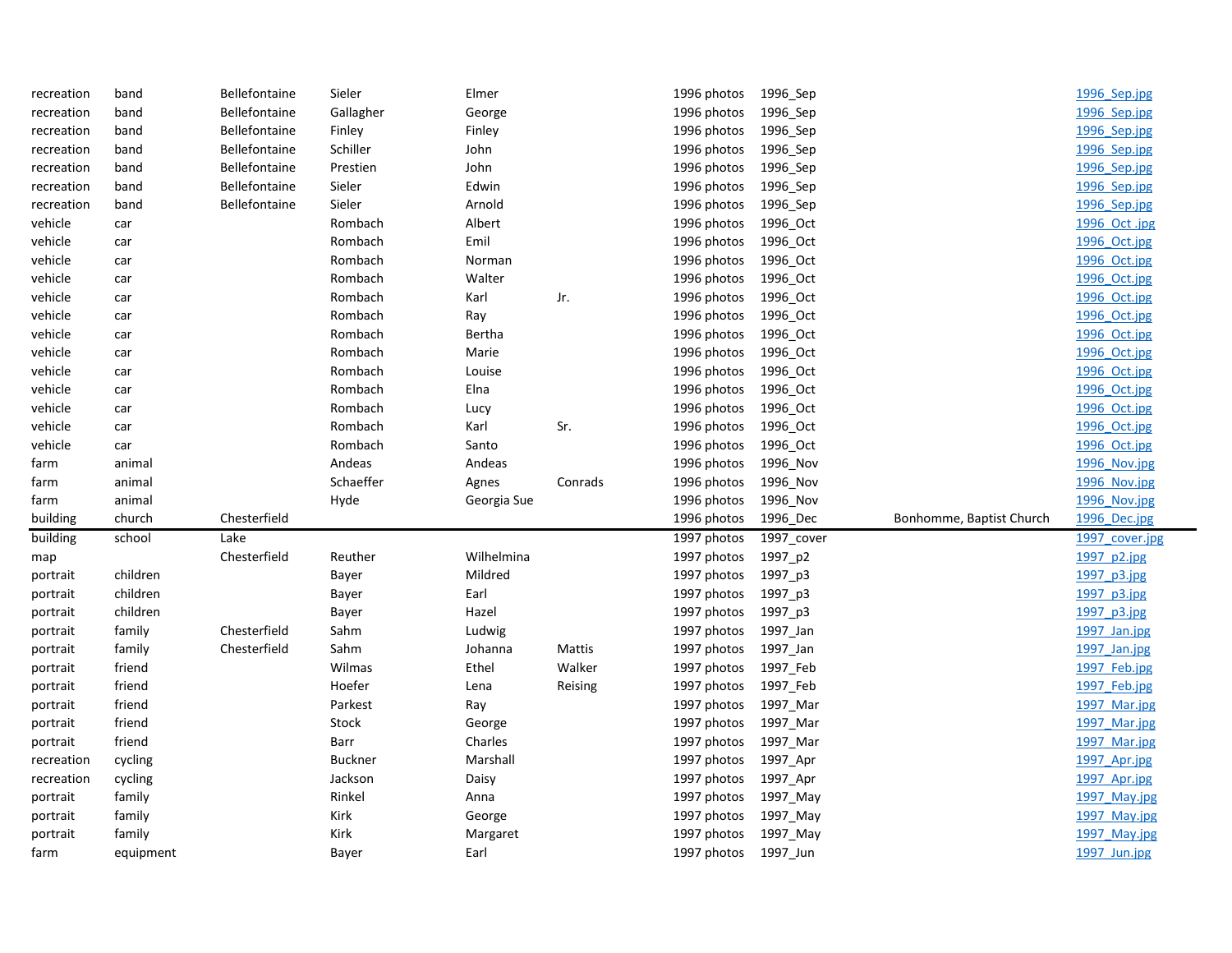| | | | | | | | | | |
|---|---|---|---|---|---|---|---|---|---|
| recreation | band | Bellefontaine | Sieler | Elmer | | 1996 photos | 1996_Sep | | 1996_Sep.jpg |
| recreation | band | Bellefontaine | Gallagher | George | | 1996 photos | 1996_Sep | | 1996_Sep.jpg |
| recreation | band | Bellefontaine | Finley | Finley | | 1996 photos | 1996_Sep | | 1996_Sep.jpg |
| recreation | band | Bellefontaine | Schiller | John | | 1996 photos | 1996_Sep | | 1996_Sep.jpg |
| recreation | band | Bellefontaine | Prestien | John | | 1996 photos | 1996_Sep | | 1996_Sep.jpg |
| recreation | band | Bellefontaine | Sieler | Edwin | | 1996 photos | 1996_Sep | | 1996_Sep.jpg |
| recreation | band | Bellefontaine | Sieler | Arnold | | 1996 photos | 1996_Sep | | 1996_Sep.jpg |
| vehicle | car | | Rombach | Albert | | 1996 photos | 1996_Oct | | 1996_Oct .jpg |
| vehicle | car | | Rombach | Emil | | 1996 photos | 1996_Oct | | 1996_Oct.jpg |
| vehicle | car | | Rombach | Norman | | 1996 photos | 1996_Oct | | 1996_Oct.jpg |
| vehicle | car | | Rombach | Walter | | 1996 photos | 1996_Oct | | 1996_Oct.jpg |
| vehicle | car | | Rombach | Karl | Jr. | 1996 photos | 1996_Oct | | 1996_Oct.jpg |
| vehicle | car | | Rombach | Ray | | 1996 photos | 1996_Oct | | 1996_Oct.jpg |
| vehicle | car | | Rombach | Bertha | | 1996 photos | 1996_Oct | | 1996_Oct.jpg |
| vehicle | car | | Rombach | Marie | | 1996 photos | 1996_Oct | | 1996_Oct.jpg |
| vehicle | car | | Rombach | Louise | | 1996 photos | 1996_Oct | | 1996_Oct.jpg |
| vehicle | car | | Rombach | Elna | | 1996 photos | 1996_Oct | | 1996_Oct.jpg |
| vehicle | car | | Rombach | Lucy | | 1996 photos | 1996_Oct | | 1996_Oct.jpg |
| vehicle | car | | Rombach | Karl | Sr. | 1996 photos | 1996_Oct | | 1996_Oct.jpg |
| vehicle | car | | Rombach | Santo | | 1996 photos | 1996_Oct | | 1996_Oct.jpg |
| farm | animal | | Andeas | Andeas | | 1996 photos | 1996_Nov | | 1996_Nov.jpg |
| farm | animal | | Schaeffer | Agnes | Conrads | 1996 photos | 1996_Nov | | 1996_Nov.jpg |
| farm | animal | | Hyde | Georgia Sue | | 1996 photos | 1996_Nov | | 1996_Nov.jpg |
| building | church | Chesterfield | | | | 1996 photos | 1996_Dec | Bonhomme, Baptist Church | 1996_Dec.jpg |
| building | school | Lake | | | | 1997 photos | 1997_cover | | 1997_cover.jpg |
| map | | Chesterfield | Reuther | Wilhelmina | | 1997 photos | 1997_p2 | | 1997_p2.jpg |
| portrait | children | | Bayer | Mildred | | 1997 photos | 1997_p3 | | 1997_p3.jpg |
| portrait | children | | Bayer | Earl | | 1997 photos | 1997_p3 | | 1997_p3.jpg |
| portrait | children | | Bayer | Hazel | | 1997 photos | 1997_p3 | | 1997_p3.jpg |
| portrait | family | Chesterfield | Sahm | Ludwig | | 1997 photos | 1997_Jan | | 1997_Jan.jpg |
| portrait | family | Chesterfield | Sahm | Johanna | Mattis | 1997 photos | 1997_Jan | | 1997_Jan.jpg |
| portrait | friend | | Wilmas | Ethel | Walker | 1997 photos | 1997_Feb | | 1997_Feb.jpg |
| portrait | friend | | Hoefer | Lena | Reising | 1997 photos | 1997_Feb | | 1997_Feb.jpg |
| portrait | friend | | Parkest | Ray | | 1997 photos | 1997_Mar | | 1997_Mar.jpg |
| portrait | friend | | Stock | George | | 1997 photos | 1997_Mar | | 1997_Mar.jpg |
| portrait | friend | | Barr | Charles | | 1997 photos | 1997_Mar | | 1997_Mar.jpg |
| recreation | cycling | | Buckner | Marshall | | 1997 photos | 1997_Apr | | 1997_Apr.jpg |
| recreation | cycling | | Jackson | Daisy | | 1997 photos | 1997_Apr | | 1997_Apr.jpg |
| portrait | family | | Rinkel | Anna | | 1997 photos | 1997_May | | 1997_May.jpg |
| portrait | family | | Kirk | George | | 1997 photos | 1997_May | | 1997_May.jpg |
| portrait | family | | Kirk | Margaret | | 1997 photos | 1997_May | | 1997_May.jpg |
| farm | equipment | | Bayer | Earl | | 1997 photos | 1997_Jun | | 1997_Jun.jpg |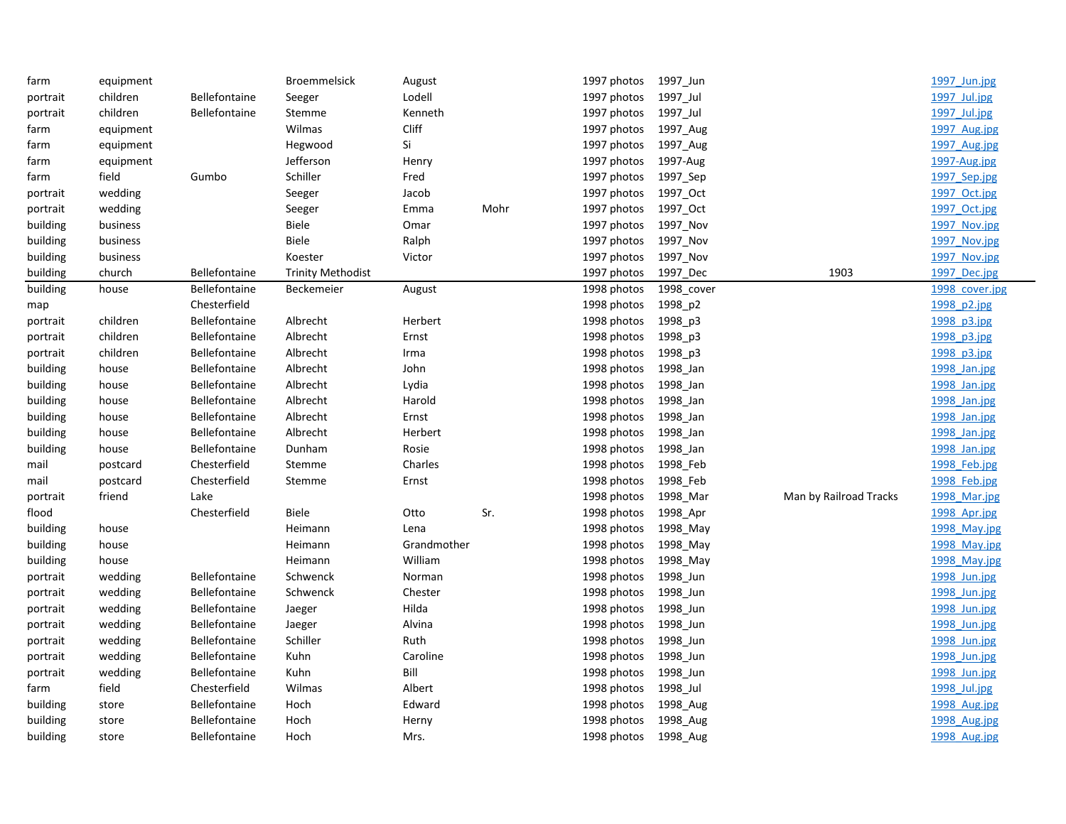| | | | | | | | | | |
|---|---|---|---|---|---|---|---|---|---|
| farm | equipment | | Broemmelsick | August | | 1997 photos | 1997_Jun | | 1997_Jun.jpg |
| portrait | children | Bellefontaine | Seeger | Lodell | | 1997 photos | 1997_Jul | | 1997_Jul.jpg |
| portrait | children | Bellefontaine | Stemme | Kenneth | | 1997 photos | 1997_Jul | | 1997_Jul.jpg |
| farm | equipment | | Wilmas | Cliff | | 1997 photos | 1997_Aug | | 1997_Aug.jpg |
| farm | equipment | | Hegwood | Si | | 1997 photos | 1997_Aug | | 1997_Aug.jpg |
| farm | equipment | | Jefferson | Henry | | 1997 photos | 1997-Aug | | 1997-Aug.jpg |
| farm | field | Gumbo | Schiller | Fred | | 1997 photos | 1997_Sep | | 1997_Sep.jpg |
| portrait | wedding | | Seeger | Jacob | | 1997 photos | 1997_Oct | | 1997_Oct.jpg |
| portrait | wedding | | Seeger | Emma | Mohr | 1997 photos | 1997_Oct | | 1997_Oct.jpg |
| building | business | | Biele | Omar | | 1997 photos | 1997_Nov | | 1997_Nov.jpg |
| building | business | | Biele | Ralph | | 1997 photos | 1997_Nov | | 1997_Nov.jpg |
| building | business | | Koester | Victor | | 1997 photos | 1997_Nov | | 1997_Nov.jpg |
| building | church | Bellefontaine | Trinity Methodist | | | 1997 photos | 1997_Dec | 1903 | 1997_Dec.jpg |
| building | house | Bellefontaine | Beckemeier | August | | 1998 photos | 1998_cover | | 1998_cover.jpg |
| map | | Chesterfield | | | | 1998 photos | 1998_p2 | | 1998_p2.jpg |
| portrait | children | Bellefontaine | Albrecht | Herbert | | 1998 photos | 1998_p3 | | 1998_p3.jpg |
| portrait | children | Bellefontaine | Albrecht | Ernst | | 1998 photos | 1998_p3 | | 1998_p3.jpg |
| portrait | children | Bellefontaine | Albrecht | Irma | | 1998 photos | 1998_p3 | | 1998_p3.jpg |
| building | house | Bellefontaine | Albrecht | John | | 1998 photos | 1998_Jan | | 1998_Jan.jpg |
| building | house | Bellefontaine | Albrecht | Lydia | | 1998 photos | 1998_Jan | | 1998_Jan.jpg |
| building | house | Bellefontaine | Albrecht | Harold | | 1998 photos | 1998_Jan | | 1998_Jan.jpg |
| building | house | Bellefontaine | Albrecht | Ernst | | 1998 photos | 1998_Jan | | 1998_Jan.jpg |
| building | house | Bellefontaine | Albrecht | Herbert | | 1998 photos | 1998_Jan | | 1998_Jan.jpg |
| building | house | Bellefontaine | Dunham | Rosie | | 1998 photos | 1998_Jan | | 1998_Jan.jpg |
| mail | postcard | Chesterfield | Stemme | Charles | | 1998 photos | 1998_Feb | | 1998_Feb.jpg |
| mail | postcard | Chesterfield | Stemme | Ernst | | 1998 photos | 1998_Feb | | 1998_Feb.jpg |
| portrait | friend | Lake | | | | 1998 photos | 1998_Mar | Man by Railroad Tracks | 1998_Mar.jpg |
| flood | | Chesterfield | Biele | Otto | Sr. | 1998 photos | 1998_Apr | | 1998_Apr.jpg |
| building | house | | Heimann | Lena | | 1998 photos | 1998_May | | 1998_May.jpg |
| building | house | | Heimann | Grandmother | | 1998 photos | 1998_May | | 1998_May.jpg |
| building | house | | Heimann | William | | 1998 photos | 1998_May | | 1998_May.jpg |
| portrait | wedding | Bellefontaine | Schwenck | Norman | | 1998 photos | 1998_Jun | | 1998_Jun.jpg |
| portrait | wedding | Bellefontaine | Schwenck | Chester | | 1998 photos | 1998_Jun | | 1998_Jun.jpg |
| portrait | wedding | Bellefontaine | Jaeger | Hilda | | 1998 photos | 1998_Jun | | 1998_Jun.jpg |
| portrait | wedding | Bellefontaine | Jaeger | Alvina | | 1998 photos | 1998_Jun | | 1998_Jun.jpg |
| portrait | wedding | Bellefontaine | Schiller | Ruth | | 1998 photos | 1998_Jun | | 1998_Jun.jpg |
| portrait | wedding | Bellefontaine | Kuhn | Caroline | | 1998 photos | 1998_Jun | | 1998_Jun.jpg |
| portrait | wedding | Bellefontaine | Kuhn | Bill | | 1998 photos | 1998_Jun | | 1998_Jun.jpg |
| farm | field | Chesterfield | Wilmas | Albert | | 1998 photos | 1998_Jul | | 1998_Jul.jpg |
| building | store | Bellefontaine | Hoch | Edward | | 1998 photos | 1998_Aug | | 1998_Aug.jpg |
| building | store | Bellefontaine | Hoch | Herny | | 1998 photos | 1998_Aug | | 1998_Aug.jpg |
| building | store | Bellefontaine | Hoch | Mrs. | | 1998 photos | 1998_Aug | | 1998_Aug.jpg |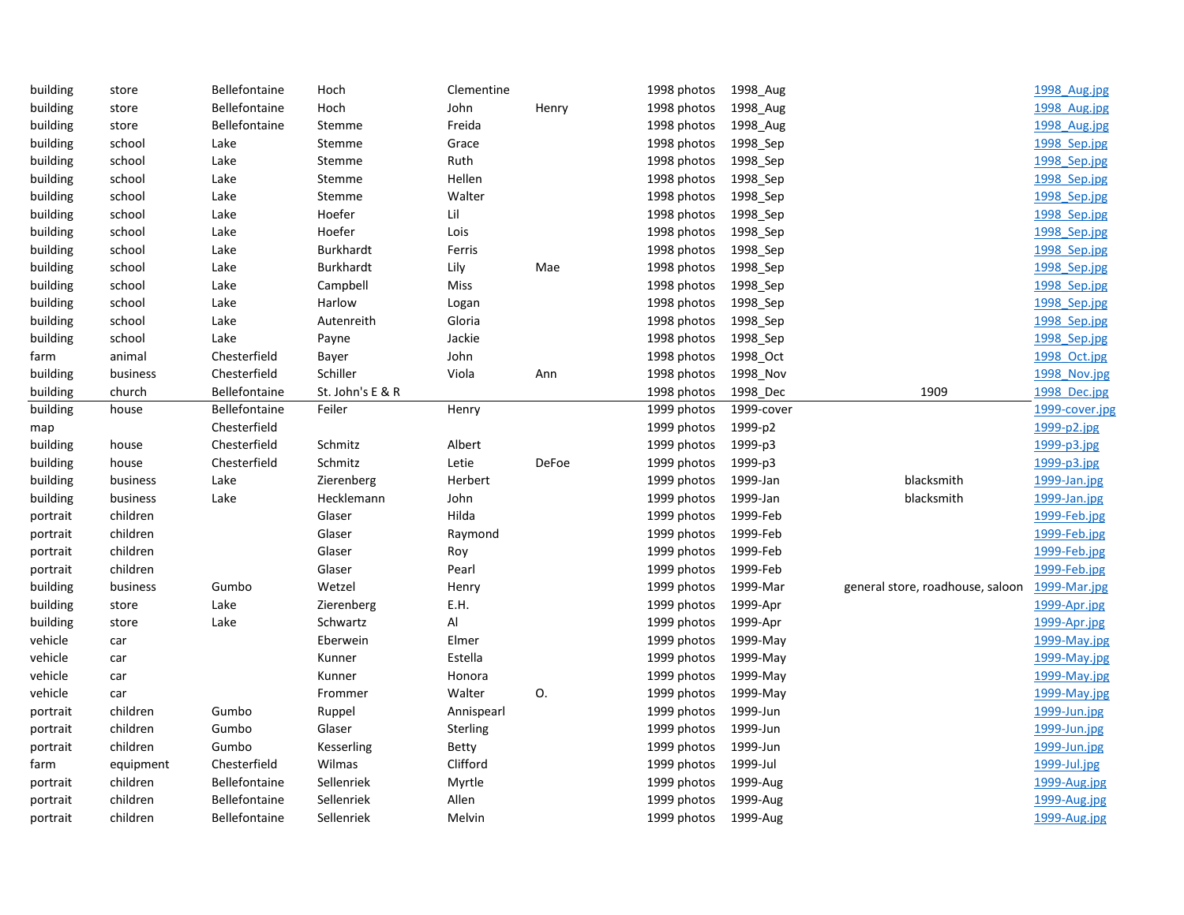| | | | | | | | | | |
|---|---|---|---|---|---|---|---|---|---|
| building | store | Bellefontaine | Hoch | Clementine | | 1998 photos | 1998_Aug | | 1998_Aug.jpg |
| building | store | Bellefontaine | Hoch | John | Henry | 1998 photos | 1998_Aug | | 1998_Aug.jpg |
| building | store | Bellefontaine | Stemme | Freida | | 1998 photos | 1998_Aug | | 1998_Aug.jpg |
| building | school | Lake | Stemme | Grace | | 1998 photos | 1998_Sep | | 1998_Sep.jpg |
| building | school | Lake | Stemme | Ruth | | 1998 photos | 1998_Sep | | 1998_Sep.jpg |
| building | school | Lake | Stemme | Hellen | | 1998 photos | 1998_Sep | | 1998_Sep.jpg |
| building | school | Lake | Stemme | Walter | | 1998 photos | 1998_Sep | | 1998_Sep.jpg |
| building | school | Lake | Hoefer | Lil | | 1998 photos | 1998_Sep | | 1998_Sep.jpg |
| building | school | Lake | Hoefer | Lois | | 1998 photos | 1998_Sep | | 1998_Sep.jpg |
| building | school | Lake | Burkhardt | Ferris | | 1998 photos | 1998_Sep | | 1998_Sep.jpg |
| building | school | Lake | Burkhardt | Lily | Mae | 1998 photos | 1998_Sep | | 1998_Sep.jpg |
| building | school | Lake | Campbell | Miss | | 1998 photos | 1998_Sep | | 1998_Sep.jpg |
| building | school | Lake | Harlow | Logan | | 1998 photos | 1998_Sep | | 1998_Sep.jpg |
| building | school | Lake | Autenreith | Gloria | | 1998 photos | 1998_Sep | | 1998_Sep.jpg |
| building | school | Lake | Payne | Jackie | | 1998 photos | 1998_Sep | | 1998_Sep.jpg |
| farm | animal | Chesterfield | Bayer | John | | 1998 photos | 1998_Oct | | 1998_Oct.jpg |
| building | business | Chesterfield | Schiller | Viola | Ann | 1998 photos | 1998_Nov | | 1998_Nov.jpg |
| building | church | Bellefontaine | St. John's E & R | | | 1998 photos | 1998_Dec | 1909 | 1998_Dec.jpg |
| building | house | Bellefontaine | Feiler | Henry | | 1999 photos | 1999-cover | | 1999-cover.jpg |
| map | | Chesterfield | | | | 1999 photos | 1999-p2 | | 1999-p2.jpg |
| building | house | Chesterfield | Schmitz | Albert | | 1999 photos | 1999-p3 | | 1999-p3.jpg |
| building | house | Chesterfield | Schmitz | Letie | DeFoe | 1999 photos | 1999-p3 | | 1999-p3.jpg |
| building | business | Lake | Zierenberg | Herbert | | 1999 photos | 1999-Jan | blacksmith | 1999-Jan.jpg |
| building | business | Lake | Hecklemann | John | | 1999 photos | 1999-Jan | blacksmith | 1999-Jan.jpg |
| portrait | children | | Glaser | Hilda | | 1999 photos | 1999-Feb | | 1999-Feb.jpg |
| portrait | children | | Glaser | Raymond | | 1999 photos | 1999-Feb | | 1999-Feb.jpg |
| portrait | children | | Glaser | Roy | | 1999 photos | 1999-Feb | | 1999-Feb.jpg |
| portrait | children | | Glaser | Pearl | | 1999 photos | 1999-Feb | | 1999-Feb.jpg |
| building | business | Gumbo | Wetzel | Henry | | 1999 photos | 1999-Mar | general store, roadhouse, saloon | 1999-Mar.jpg |
| building | store | Lake | Zierenberg | E.H. | | 1999 photos | 1999-Apr | | 1999-Apr.jpg |
| building | store | Lake | Schwartz | Al | | 1999 photos | 1999-Apr | | 1999-Apr.jpg |
| vehicle | car | | Eberwein | Elmer | | 1999 photos | 1999-May | | 1999-May.jpg |
| vehicle | car | | Kunner | Estella | | 1999 photos | 1999-May | | 1999-May.jpg |
| vehicle | car | | Kunner | Honora | | 1999 photos | 1999-May | | 1999-May.jpg |
| vehicle | car | | Frommer | Walter | O. | 1999 photos | 1999-May | | 1999-May.jpg |
| portrait | children | Gumbo | Ruppel | Annispearl | | 1999 photos | 1999-Jun | | 1999-Jun.jpg |
| portrait | children | Gumbo | Glaser | Sterling | | 1999 photos | 1999-Jun | | 1999-Jun.jpg |
| portrait | children | Gumbo | Kesserling | Betty | | 1999 photos | 1999-Jun | | 1999-Jun.jpg |
| farm | equipment | Chesterfield | Wilmas | Clifford | | 1999 photos | 1999-Jul | | 1999-Jul.jpg |
| portrait | children | Bellefontaine | Sellenriek | Myrtle | | 1999 photos | 1999-Aug | | 1999-Aug.jpg |
| portrait | children | Bellefontaine | Sellenriek | Allen | | 1999 photos | 1999-Aug | | 1999-Aug.jpg |
| portrait | children | Bellefontaine | Sellenriek | Melvin | | 1999 photos | 1999-Aug | | 1999-Aug.jpg |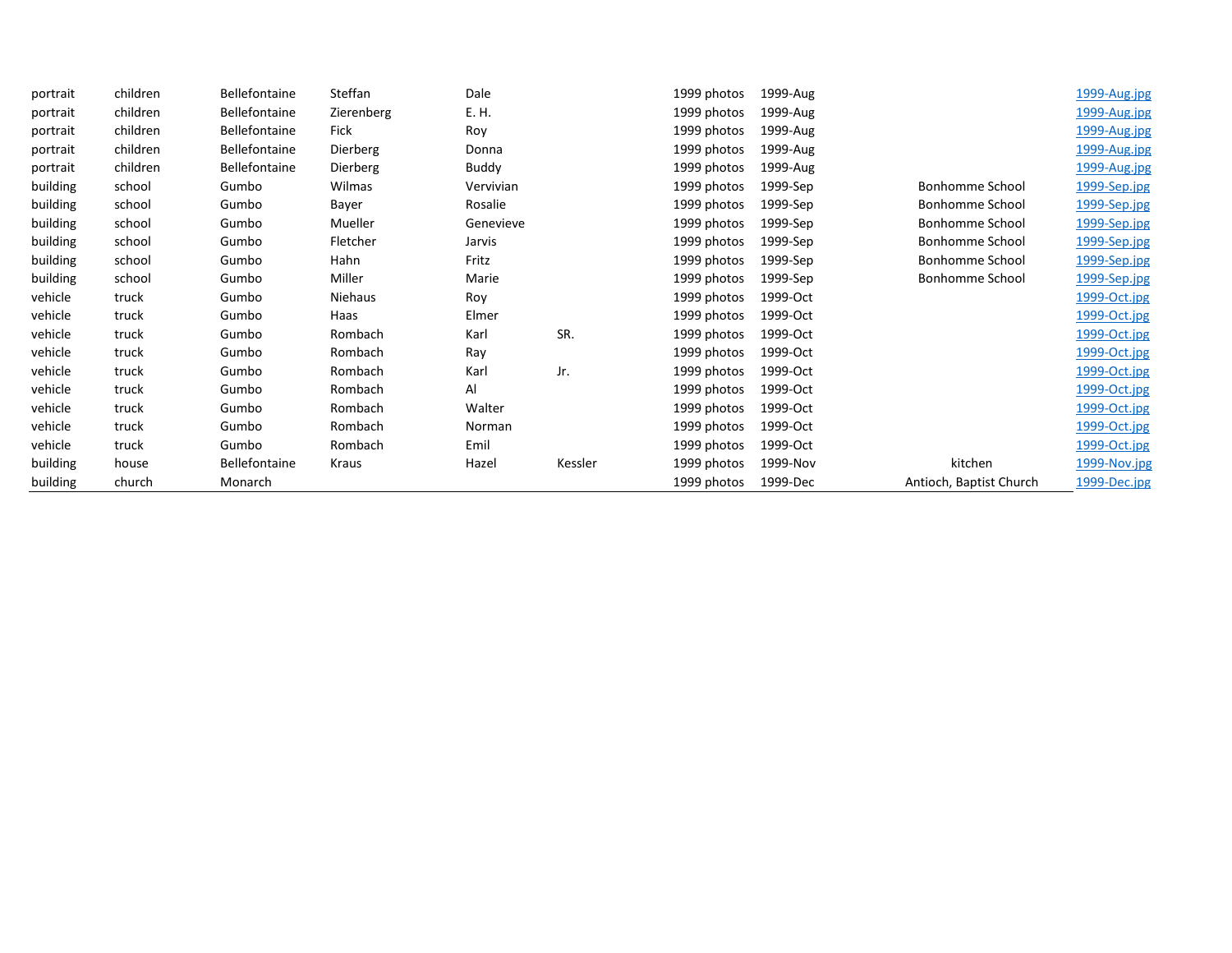| | | | | | | | | | |
|---|---|---|---|---|---|---|---|---|---|
| portrait | children | Bellefontaine | Steffan | Dale | | 1999 photos | 1999-Aug | | 1999-Aug.jpg |
| portrait | children | Bellefontaine | Zierenberg | E. H. | | 1999 photos | 1999-Aug | | 1999-Aug.jpg |
| portrait | children | Bellefontaine | Fick | Roy | | 1999 photos | 1999-Aug | | 1999-Aug.jpg |
| portrait | children | Bellefontaine | Dierberg | Donna | | 1999 photos | 1999-Aug | | 1999-Aug.jpg |
| portrait | children | Bellefontaine | Dierberg | Buddy | | 1999 photos | 1999-Aug | | 1999-Aug.jpg |
| building | school | Gumbo | Wilmas | Vervivian | | 1999 photos | 1999-Sep | Bonhomme School | 1999-Sep.jpg |
| building | school | Gumbo | Bayer | Rosalie | | 1999 photos | 1999-Sep | Bonhomme School | 1999-Sep.jpg |
| building | school | Gumbo | Mueller | Genevieve | | 1999 photos | 1999-Sep | Bonhomme School | 1999-Sep.jpg |
| building | school | Gumbo | Fletcher | Jarvis | | 1999 photos | 1999-Sep | Bonhomme School | 1999-Sep.jpg |
| building | school | Gumbo | Hahn | Fritz | | 1999 photos | 1999-Sep | Bonhomme School | 1999-Sep.jpg |
| building | school | Gumbo | Miller | Marie | | 1999 photos | 1999-Sep | Bonhomme School | 1999-Sep.jpg |
| vehicle | truck | Gumbo | Niehaus | Roy | | 1999 photos | 1999-Oct | | 1999-Oct.jpg |
| vehicle | truck | Gumbo | Haas | Elmer | | 1999 photos | 1999-Oct | | 1999-Oct.jpg |
| vehicle | truck | Gumbo | Rombach | Karl | SR. | 1999 photos | 1999-Oct | | 1999-Oct.jpg |
| vehicle | truck | Gumbo | Rombach | Ray | | 1999 photos | 1999-Oct | | 1999-Oct.jpg |
| vehicle | truck | Gumbo | Rombach | Karl | Jr. | 1999 photos | 1999-Oct | | 1999-Oct.jpg |
| vehicle | truck | Gumbo | Rombach | Al | | 1999 photos | 1999-Oct | | 1999-Oct.jpg |
| vehicle | truck | Gumbo | Rombach | Walter | | 1999 photos | 1999-Oct | | 1999-Oct.jpg |
| vehicle | truck | Gumbo | Rombach | Norman | | 1999 photos | 1999-Oct | | 1999-Oct.jpg |
| vehicle | truck | Gumbo | Rombach | Emil | | 1999 photos | 1999-Oct | | 1999-Oct.jpg |
| building | house | Bellefontaine | Kraus | Hazel | Kessler | 1999 photos | 1999-Nov | kitchen | 1999-Nov.jpg |
| building | church | Monarch | | | | 1999 photos | 1999-Dec | Antioch, Baptist Church | 1999-Dec.jpg |